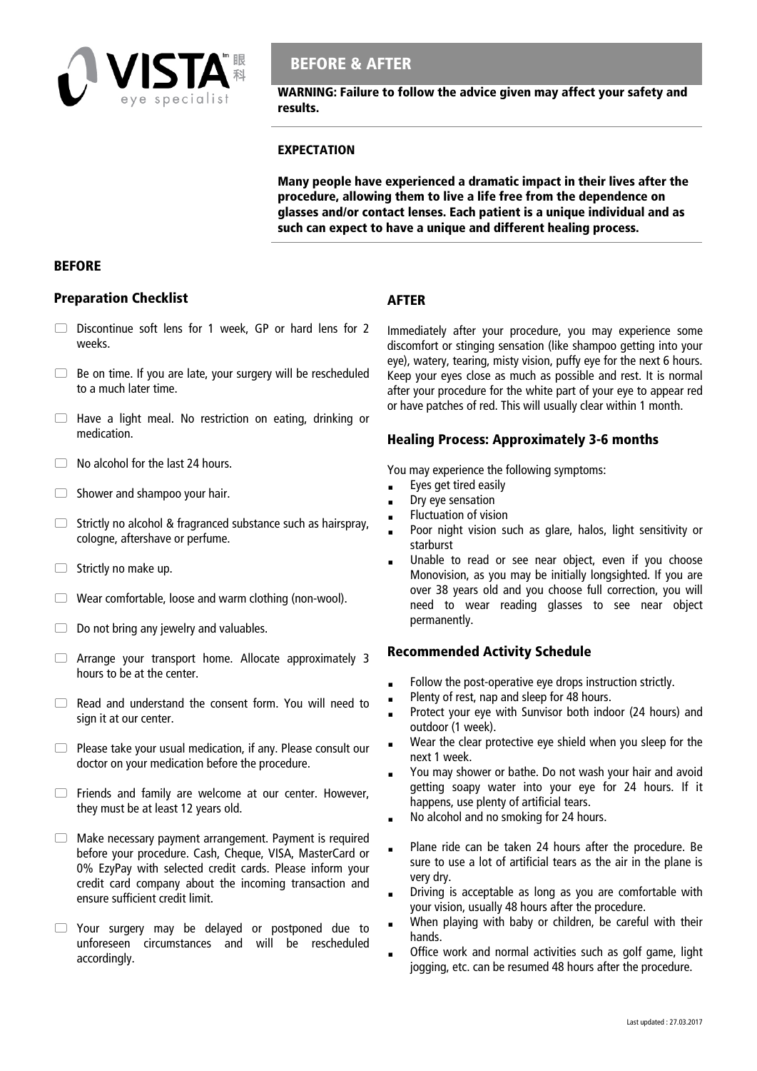# BEFORE & AFTER

**WARNING: Failure to follow the advice given may affect your safety and results.**

### EXPECTATION

**Many people have experienced a dramatic impact in their lives after the procedure, allowing them to live a life free from the dependence on glasses and/or contact lenses. Each patient is a unique individual and as such can expect to have a unique and different healing process.**

## BEFORE

### Preparation Checklist

- ☐ Discontinue soft lens for 1 week, GP or hard lens for 2 weeks.
- ☐ Be on time. If you are late, your surgery will be rescheduled to a much later time.
- ☐ Have a light meal. No restriction on eating, drinking or medication.
- ☐ No alcohol for the last 24 hours.
- ☐ Shower and shampoo your hair.
- ☐ Strictly no alcohol & fragranced substance such as hairspray, cologne, aftershave or perfume.
- ☐ Strictly no make up.
- ☐ Wear comfortable, loose and warm clothing (non-wool).
- ☐ Do not bring any jewelry and valuables.
- ☐ Arrange your transport home. Allocate approximately 3 hours to be at the center.
- ☐ Read and understand the consent form. You will need to sign it at our center.
- ☐ Please take your usual medication, if any. Please consult our doctor on your medication before the procedure.
- ☐ Friends and family are welcome at our center. However, they must be at least 12 years old.
- ☐ Make necessary payment arrangement. Payment is required before your procedure. Cash, Cheque, VISA, MasterCard or 0% EzyPay with selected credit cards. Please inform your credit card company about the incoming transaction and ensure sufficient credit limit.
- ☐ Your surgery may be delayed or postponed due to unforeseen circumstances and will be rescheduled accordingly.

## AFTER

Immediately after your procedure, you may experience some discomfort or stinging sensation (like shampoo getting into your eye), watery, tearing, misty vision, puffy eye for the next 6 hours. Keep your eyes close as much as possible and rest. It is normal after your procedure for the white part of your eye to appear red or have patches of red. This will usually clear within 1 month.

### Healing Process: Approximately 3-6 months

You may experience the following symptoms:

- Eyes get tired easily
- Dry eye sensation
- Fluctuation of vision
- Poor night vision such as glare, halos, light sensitivity or starburst
- Unable to read or see near object, even if you choose Monovision, as you may be initially longsighted. If you are over 38 years old and you choose full correction, you will need to wear reading glasses to see near object permanently.

### Recommended Activity Schedule

- Follow the post-operative eye drops instruction strictly.
- Plenty of rest, nap and sleep for 48 hours.
- Protect your eye with Sunvisor both indoor (24 hours) and outdoor (1 week).
- Wear the clear protective eye shield when you sleep for the next 1 week.
- You may shower or bathe. Do not wash your hair and avoid getting soapy water into your eye for 24 hours. If it happens, use plenty of artificial tears.
- No alcohol and no smoking for 24 hours.
- Plane ride can be taken 24 hours after the procedure. Be sure to use a lot of artificial tears as the air in the plane is very dry.
- Driving is acceptable as long as you are comfortable with your vision, usually 48 hours after the procedure.
- When playing with baby or children, be careful with their hands.
- Office work and normal activities such as golf game, light jogging, etc. can be resumed 48 hours after the procedure.

Last updated : 27.03.2017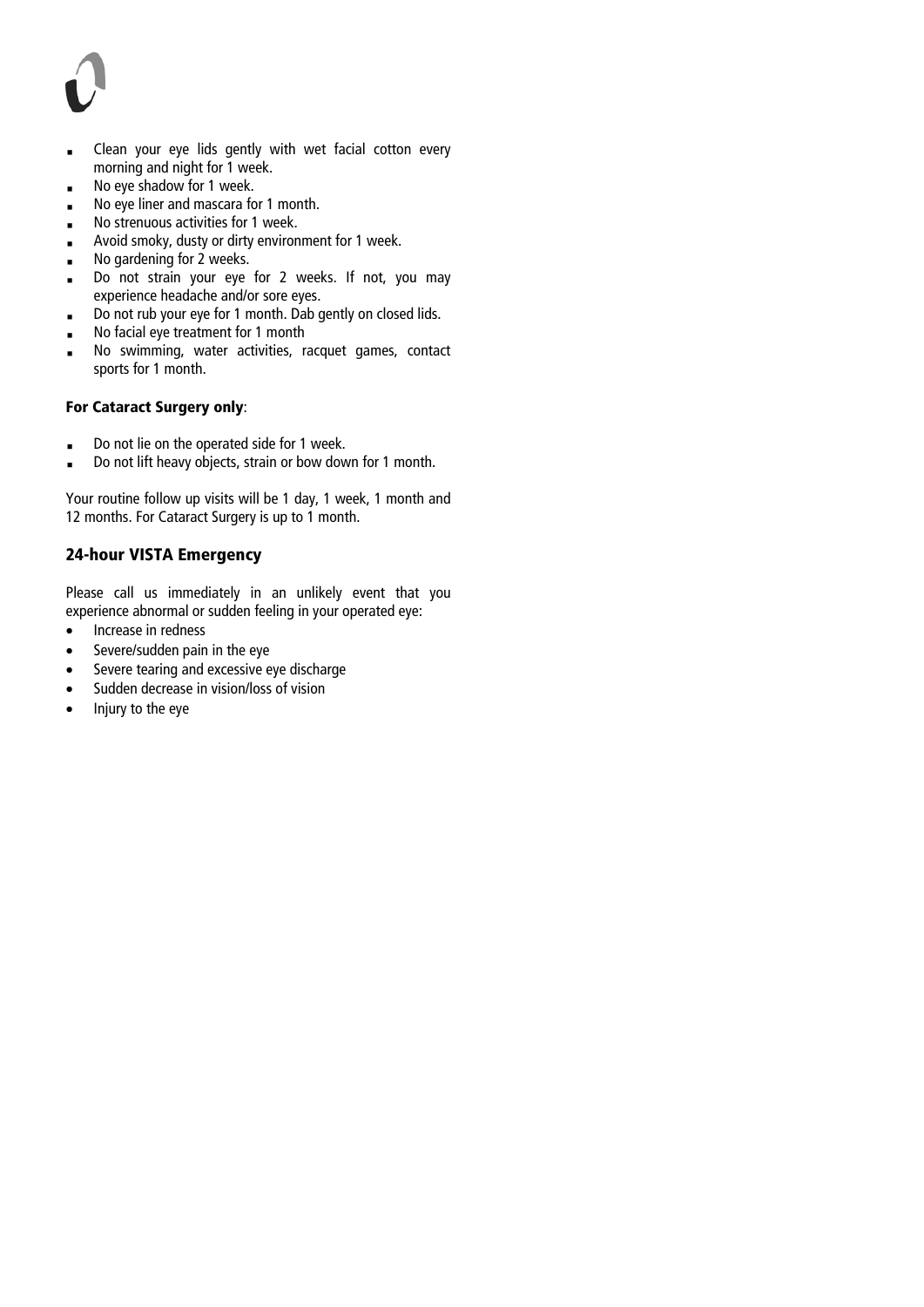- Clean your eye lids gently with wet facial cotton every morning and night for 1 week.
- No eye shadow for 1 week.
- No eye liner and mascara for 1 month.
- No strenuous activities for 1 week.
- Avoid smoky, dusty or dirty environment for 1 week.
- No gardening for 2 weeks.
- Do not strain your eye for 2 weeks. If not, you may experience headache and/or sore eyes.
- Do not rub your eye for 1 month. Dab gently on closed lids.
- No facial eye treatment for 1 month
- No swimming, water activities, racquet games, contact sports for 1 month.

**For Cataract Surgery only**:

- Do not lie on the operated side for 1 week.
- Do not lift heavy objects, strain or bow down for 1 month.

Your routine follow up visits will be 1 day, 1 week, 1 month and 12 months. For Cataract Surgery is up to 1 month.

## 24-hour VISTA Emergency

Please call us immediately in an unlikely event that you experience abnormal or sudden feeling in your operated eye:

- Increase in redness
- Severe/sudden pain in the eye
- Severe tearing and excessive eye discharge
- Sudden decrease in vision/loss of vision
- Injury to the eye